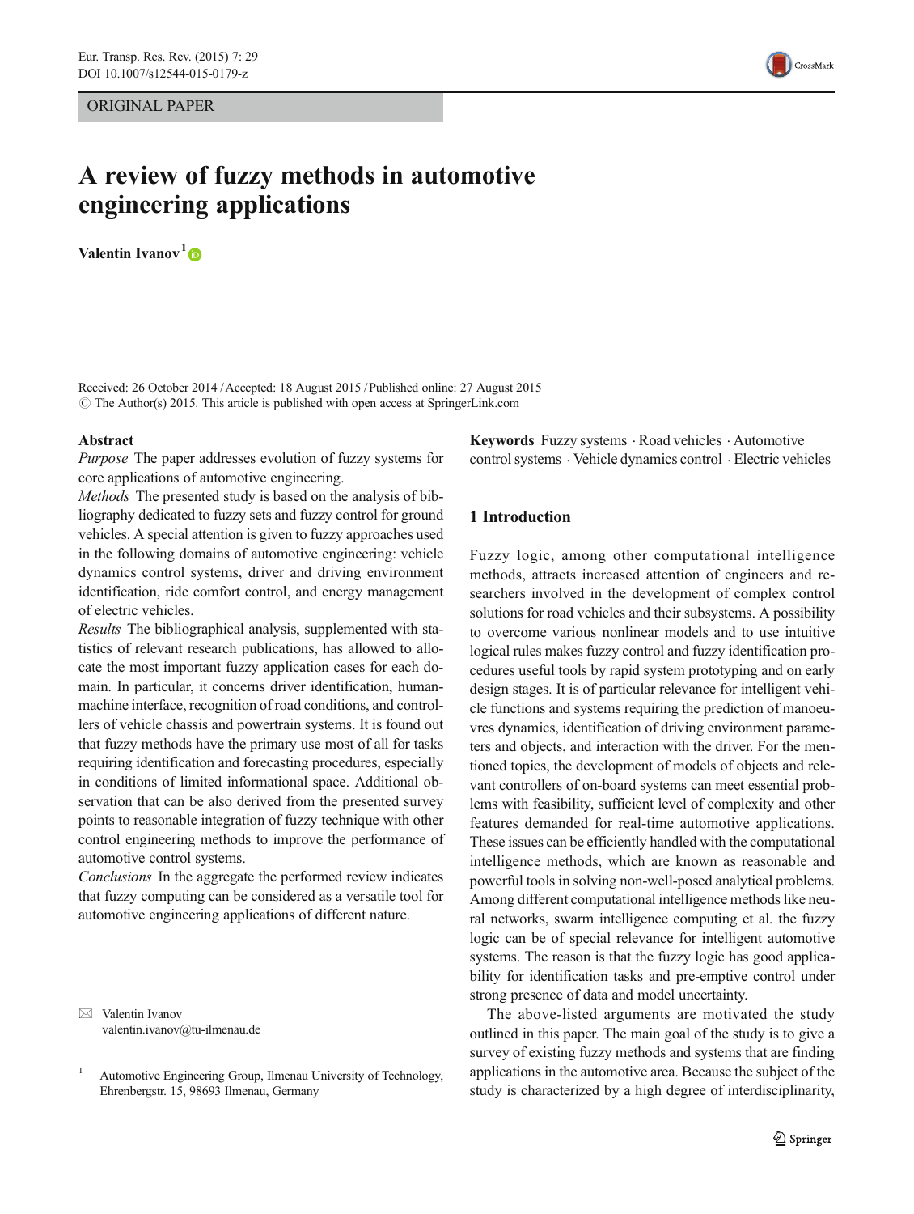ORIGINAL PAPER

# A review of fuzzy methods in automotive engineering applications

**Valentin Ivanov**[1]

Received: 26 October 2014 / Accepted: 18 August 2015 / Published online: 27 August 2015
© The Author(s) 2015. This article is published with open access at SpringerLink.com

**Abstract**

*Purpose* The paper addresses evolution of fuzzy systems for core applications of automotive engineering.

*Methods* The presented study is based on the analysis of bibliography dedicated to fuzzy sets and fuzzy control for ground vehicles. A special attention is given to fuzzy approaches used in the following domains of automotive engineering: vehicle dynamics control systems, driver and driving environment identification, ride comfort control, and energy management of electric vehicles.

*Results* The bibliographical analysis, supplemented with statistics of relevant research publications, has allowed to allocate the most important fuzzy application cases for each domain. In particular, it concerns driver identification, human-machine interface, recognition of road conditions, and controllers of vehicle chassis and powertrain systems. It is found out that fuzzy methods have the primary use most of all for tasks requiring identification and forecasting procedures, especially in conditions of limited informational space. Additional observation that can be also derived from the presented survey points to reasonable integration of fuzzy technique with other control engineering methods to improve the performance of automotive control systems.

*Conclusions* In the aggregate the performed review indicates that fuzzy computing can be considered as a versatile tool for automotive engineering applications of different nature.

**Keywords** Fuzzy systems · Road vehicles · Automotive control systems · Vehicle dynamics control · Electric vehicles

✉ Valentin Ivanov
valentin.ivanov@tu-ilmenau.de

[1] Automotive Engineering Group, Ilmenau University of Technology, Ehrenbergstr. 15, 98693 Ilmenau, Germany

## 1 Introduction

Fuzzy logic, among other computational intelligence methods, attracts increased attention of engineers and researchers involved in the development of complex control solutions for road vehicles and their subsystems. A possibility to overcome various nonlinear models and to use intuitive logical rules makes fuzzy control and fuzzy identification procedures useful tools by rapid system prototyping and on early design stages. It is of particular relevance for intelligent vehicle functions and systems requiring the prediction of manoeuvres dynamics, identification of driving environment parameters and objects, and interaction with the driver. For the mentioned topics, the development of models of objects and relevant controllers of on-board systems can meet essential problems with feasibility, sufficient level of complexity and other features demanded for real-time automotive applications. These issues can be efficiently handled with the computational intelligence methods, which are known as reasonable and powerful tools in solving non-well-posed analytical problems. Among different computational intelligence methods like neural networks, swarm intelligence computing et al. the fuzzy logic can be of special relevance for intelligent automotive systems. The reason is that the fuzzy logic has good applicability for identification tasks and pre-emptive control under strong presence of data and model uncertainty.

The above-listed arguments are motivated the study outlined in this paper. The main goal of the study is to give a survey of existing fuzzy methods and systems that are finding applications in the automotive area. Because the subject of the study is characterized by a high degree of interdisciplinarity,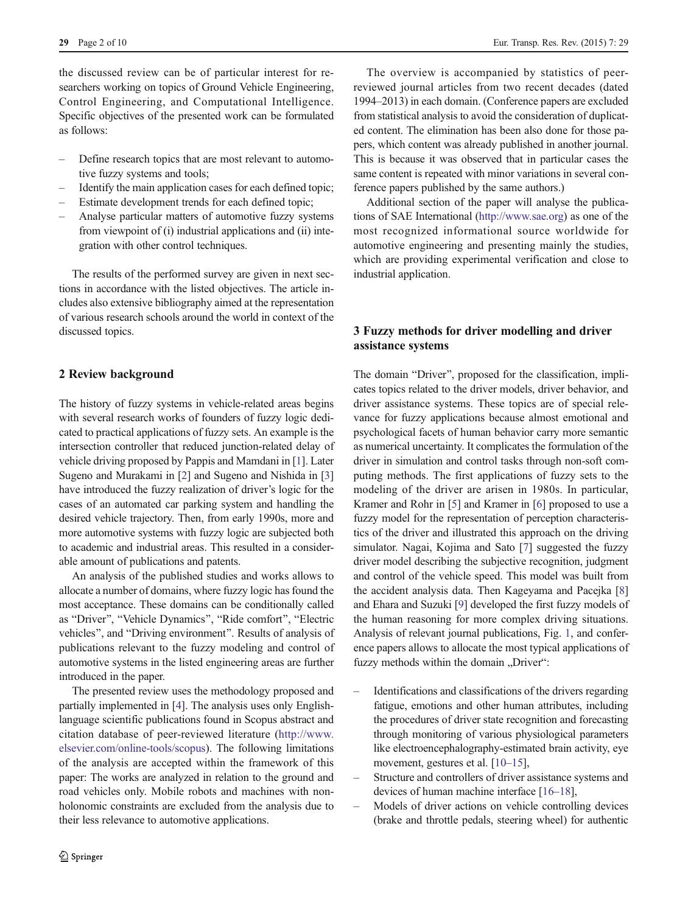the discussed review can be of particular interest for researchers working on topics of Ground Vehicle Engineering, Control Engineering, and Computational Intelligence. Specific objectives of the presented work can be formulated as follows:

- Define research topics that are most relevant to automotive fuzzy systems and tools;
- Identify the main application cases for each defined topic;
- Estimate development trends for each defined topic;
- Analyse particular matters of automotive fuzzy systems from viewpoint of (i) industrial applications and (ii) integration with other control techniques.

The results of the performed survey are given in next sections in accordance with the listed objectives. The article includes also extensive bibliography aimed at the representation of various research schools around the world in context of the discussed topics.

## 2 Review background

The history of fuzzy systems in vehicle-related areas begins with several research works of founders of fuzzy logic dedicated to practical applications of fuzzy sets. An example is the intersection controller that reduced junction-related delay of vehicle driving proposed by Pappis and Mamdani in [1]. Later Sugeno and Murakami in [2] and Sugeno and Nishida in [3] have introduced the fuzzy realization of driver's logic for the cases of an automated car parking system and handling the desired vehicle trajectory. Then, from early 1990s, more and more automotive systems with fuzzy logic are subjected both to academic and industrial areas. This resulted in a considerable amount of publications and patents.

An analysis of the published studies and works allows to allocate a number of domains, where fuzzy logic has found the most acceptance. These domains can be conditionally called as "Driver", "Vehicle Dynamics", "Ride comfort", "Electric vehicles", and "Driving environment". Results of analysis of publications relevant to the fuzzy modeling and control of automotive systems in the listed engineering areas are further introduced in the paper.

The presented review uses the methodology proposed and partially implemented in [4]. The analysis uses only English-language scientific publications found in Scopus abstract and citation database of peer-reviewed literature (http://www.elsevier.com/online-tools/scopus). The following limitations of the analysis are accepted within the framework of this paper: The works are analyzed in relation to the ground and road vehicles only. Mobile robots and machines with non-holonomic constraints are excluded from the analysis due to their less relevance to automotive applications.

The overview is accompanied by statistics of peer-reviewed journal articles from two recent decades (dated 1994–2013) in each domain. (Conference papers are excluded from statistical analysis to avoid the consideration of duplicated content. The elimination has been also done for those papers, which content was already published in another journal. This is because it was observed that in particular cases the same content is repeated with minor variations in several conference papers published by the same authors.)

Additional section of the paper will analyse the publications of SAE International (http://www.sae.org) as one of the most recognized informational source worldwide for automotive engineering and presenting mainly the studies, which are providing experimental verification and close to industrial application.

## 3 Fuzzy methods for driver modelling and driver assistance systems

The domain "Driver", proposed for the classification, implicates topics related to the driver models, driver behavior, and driver assistance systems. These topics are of special relevance for fuzzy applications because almost emotional and psychological facets of human behavior carry more semantic as numerical uncertainty. It complicates the formulation of the driver in simulation and control tasks through non-soft computing methods. The first applications of fuzzy sets to the modeling of the driver are arisen in 1980s. In particular, Kramer and Rohr in [5] and Kramer in [6] proposed to use a fuzzy model for the representation of perception characteristics of the driver and illustrated this approach on the driving simulator. Nagai, Kojima and Sato [7] suggested the fuzzy driver model describing the subjective recognition, judgment and control of the vehicle speed. This model was built from the accident analysis data. Then Kageyama and Pacejka [8] and Ehara and Suzuki [9] developed the first fuzzy models of the human reasoning for more complex driving situations. Analysis of relevant journal publications, Fig. 1, and conference papers allows to allocate the most typical applications of fuzzy methods within the domain „Driver":

- Identifications and classifications of the drivers regarding fatigue, emotions and other human attributes, including the procedures of driver state recognition and forecasting through monitoring of various physiological parameters like electroencephalography-estimated brain activity, eye movement, gestures et al. [10–15],
- Structure and controllers of driver assistance systems and devices of human machine interface [16–18],
- Models of driver actions on vehicle controlling devices (brake and throttle pedals, steering wheel) for authentic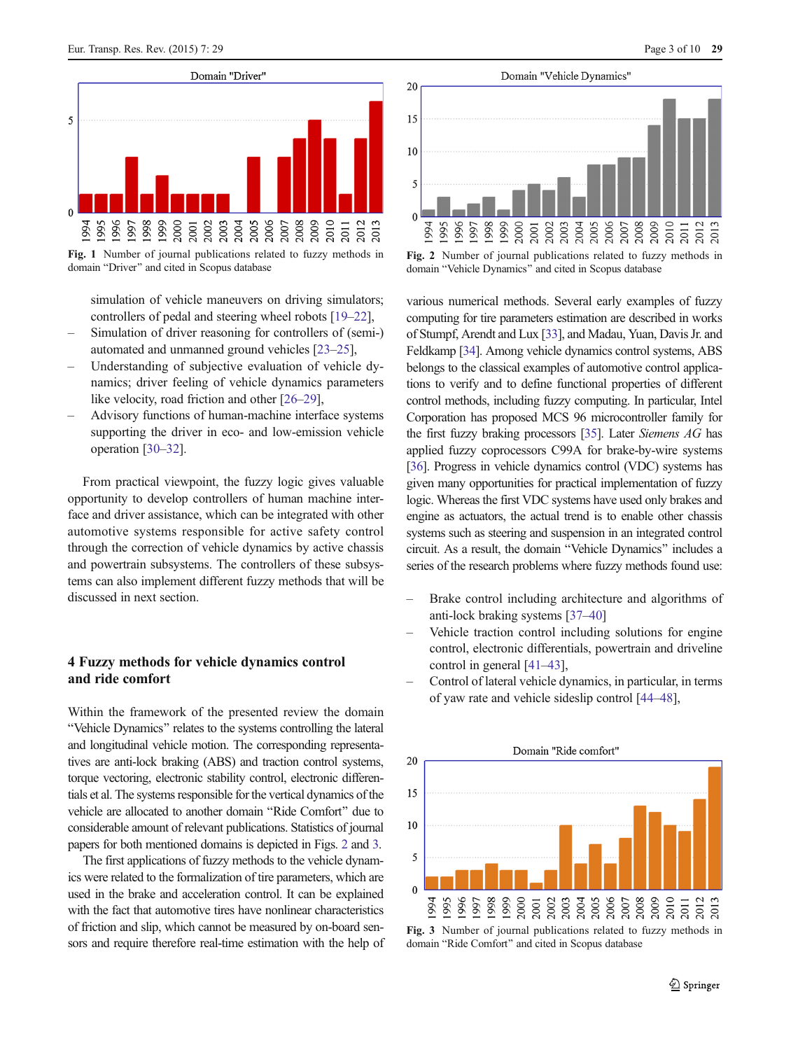Fig. 1 Number of journal publications related to fuzzy methods in domain "Driver" and cited in Scopus database

simulation of vehicle maneuvers on driving simulators; controllers of pedal and steering wheel robots [19–22],

- Simulation of driver reasoning for controllers of (semi-) automated and unmanned ground vehicles [23–25],
- Understanding of subjective evaluation of vehicle dynamics; driver feeling of vehicle dynamics parameters like velocity, road friction and other [26–29],
- Advisory functions of human-machine interface systems supporting the driver in eco- and low-emission vehicle operation [30–32].

From practical viewpoint, the fuzzy logic gives valuable opportunity to develop controllers of human machine interface and driver assistance, which can be integrated with other automotive systems responsible for active safety control through the correction of vehicle dynamics by active chassis and powertrain subsystems. The controllers of these subsystems can also implement different fuzzy methods that will be discussed in next section.

## 4 Fuzzy methods for vehicle dynamics control and ride comfort

Within the framework of the presented review the domain "Vehicle Dynamics" relates to the systems controlling the lateral and longitudinal vehicle motion. The corresponding representatives are anti-lock braking (ABS) and traction control systems, torque vectoring, electronic stability control, electronic differentials et al. The systems responsible for the vertical dynamics of the vehicle are allocated to another domain "Ride Comfort" due to considerable amount of relevant publications. Statistics of journal papers for both mentioned domains is depicted in Figs. 2 and 3.

The first applications of fuzzy methods to the vehicle dynamics were related to the formalization of tire parameters, which are used in the brake and acceleration control. It can be explained with the fact that automotive tires have nonlinear characteristics of friction and slip, which cannot be measured by on-board sensors and require therefore real-time estimation with the help of various numerical methods. Several early examples of fuzzy computing for tire parameters estimation are described in works of Stumpf, Arendt and Lux [33], and Madau, Yuan, Davis Jr. and Feldkamp [34]. Among vehicle dynamics control systems, ABS belongs to the classical examples of automotive control applications to verify and to define functional properties of different control methods, including fuzzy computing. In particular, Intel Corporation has proposed MCS 96 microcontroller family for the first fuzzy braking processors [35]. Later *Siemens AG* has applied fuzzy coprocessors C99A for brake-by-wire systems [36]. Progress in vehicle dynamics control (VDC) systems has given many opportunities for practical implementation of fuzzy logic. Whereas the first VDC systems have used only brakes and engine as actuators, the actual trend is to enable other chassis systems such as steering and suspension in an integrated control circuit. As a result, the domain "Vehicle Dynamics" includes a series of the research problems where fuzzy methods found use:

- Brake control including architecture and algorithms of anti-lock braking systems [37–40]
- Vehicle traction control including solutions for engine control, electronic differentials, powertrain and driveline control in general [41–43],
- Control of lateral vehicle dynamics, in particular, in terms of yaw rate and vehicle sideslip control [44–48],

Fig. 2 Number of journal publications related to fuzzy methods in domain "Vehicle Dynamics" and cited in Scopus database

Fig. 3 Number of journal publications related to fuzzy methods in domain "Ride Comfort" and cited in Scopus database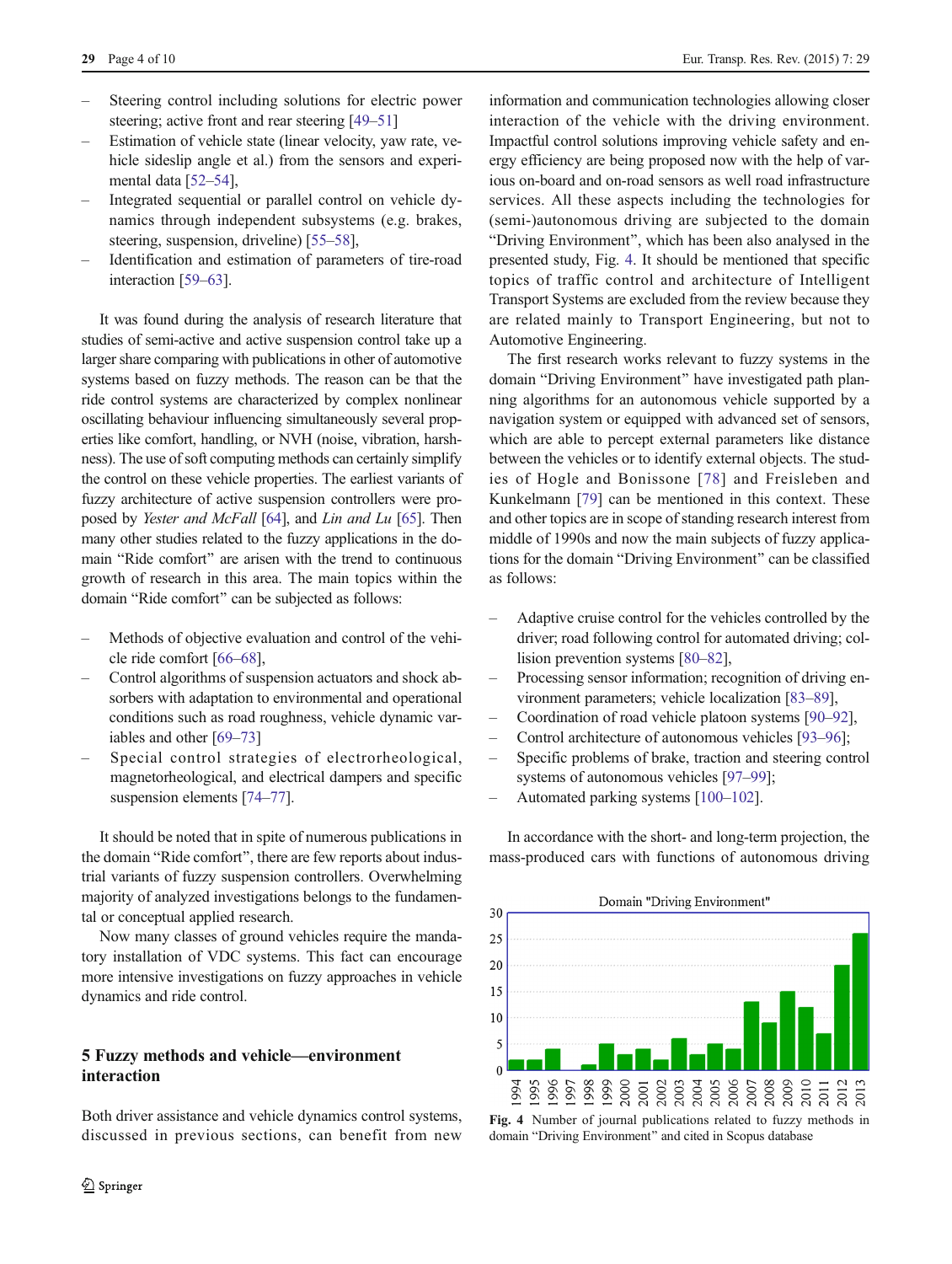- Steering control including solutions for electric power steering; active front and rear steering [49–51]
- Estimation of vehicle state (linear velocity, yaw rate, vehicle sideslip angle et al.) from the sensors and experimental data [52–54],
- Integrated sequential or parallel control on vehicle dynamics through independent subsystems (e.g. brakes, steering, suspension, driveline) [55–58],
- Identification and estimation of parameters of tire-road interaction [59–63].

It was found during the analysis of research literature that studies of semi-active and active suspension control take up a larger share comparing with publications in other of automotive systems based on fuzzy methods. The reason can be that the ride control systems are characterized by complex nonlinear oscillating behaviour influencing simultaneously several properties like comfort, handling, or NVH (noise, vibration, harshness). The use of soft computing methods can certainly simplify the control on these vehicle properties. The earliest variants of fuzzy architecture of active suspension controllers were proposed by *Yester and McFall* [64], and *Lin and Lu* [65]. Then many other studies related to the fuzzy applications in the domain "Ride comfort" are arisen with the trend to continuous growth of research in this area. The main topics within the domain "Ride comfort" can be subjected as follows:

- Methods of objective evaluation and control of the vehicle ride comfort [66–68],
- Control algorithms of suspension actuators and shock absorbers with adaptation to environmental and operational conditions such as road roughness, vehicle dynamic variables and other [69–73]
- Special control strategies of electrorheological, magnetorheological, and electrical dampers and specific suspension elements [74–77].

It should be noted that in spite of numerous publications in the domain "Ride comfort", there are few reports about industrial variants of fuzzy suspension controllers. Overwhelming majority of analyzed investigations belongs to the fundamental or conceptual applied research.

Now many classes of ground vehicles require the mandatory installation of VDC systems. This fact can encourage more intensive investigations on fuzzy approaches in vehicle dynamics and ride control.

## 5 Fuzzy methods and vehicle—environment interaction

Both driver assistance and vehicle dynamics control systems, discussed in previous sections, can benefit from new information and communication technologies allowing closer interaction of the vehicle with the driving environment. Impactful control solutions improving vehicle safety and energy efficiency are being proposed now with the help of various on-board and on-road sensors as well road infrastructure services. All these aspects including the technologies for (semi-)autonomous driving are subjected to the domain "Driving Environment", which has been also analysed in the presented study, Fig. 4. It should be mentioned that specific topics of traffic control and architecture of Intelligent Transport Systems are excluded from the review because they are related mainly to Transport Engineering, but not to Automotive Engineering.

The first research works relevant to fuzzy systems in the domain "Driving Environment" have investigated path planning algorithms for an autonomous vehicle supported by a navigation system or equipped with advanced set of sensors, which are able to percept external parameters like distance between the vehicles or to identify external objects. The studies of Hogle and Bonissone [78] and Freisleben and Kunkelmann [79] can be mentioned in this context. These and other topics are in scope of standing research interest from middle of 1990s and now the main subjects of fuzzy applications for the domain "Driving Environment" can be classified as follows:

- Adaptive cruise control for the vehicles controlled by the driver; road following control for automated driving; collision prevention systems [80–82],
- Processing sensor information; recognition of driving environment parameters; vehicle localization [83–89],
- Coordination of road vehicle platoon systems [90–92],
- Control architecture of autonomous vehicles [93–96];
- Specific problems of brake, traction and steering control systems of autonomous vehicles [97–99];
- Automated parking systems [100–102].

In accordance with the short- and long-term projection, the mass-produced cars with functions of autonomous driving

Fig. 4 Number of journal publications related to fuzzy methods in domain "Driving Environment" and cited in Scopus database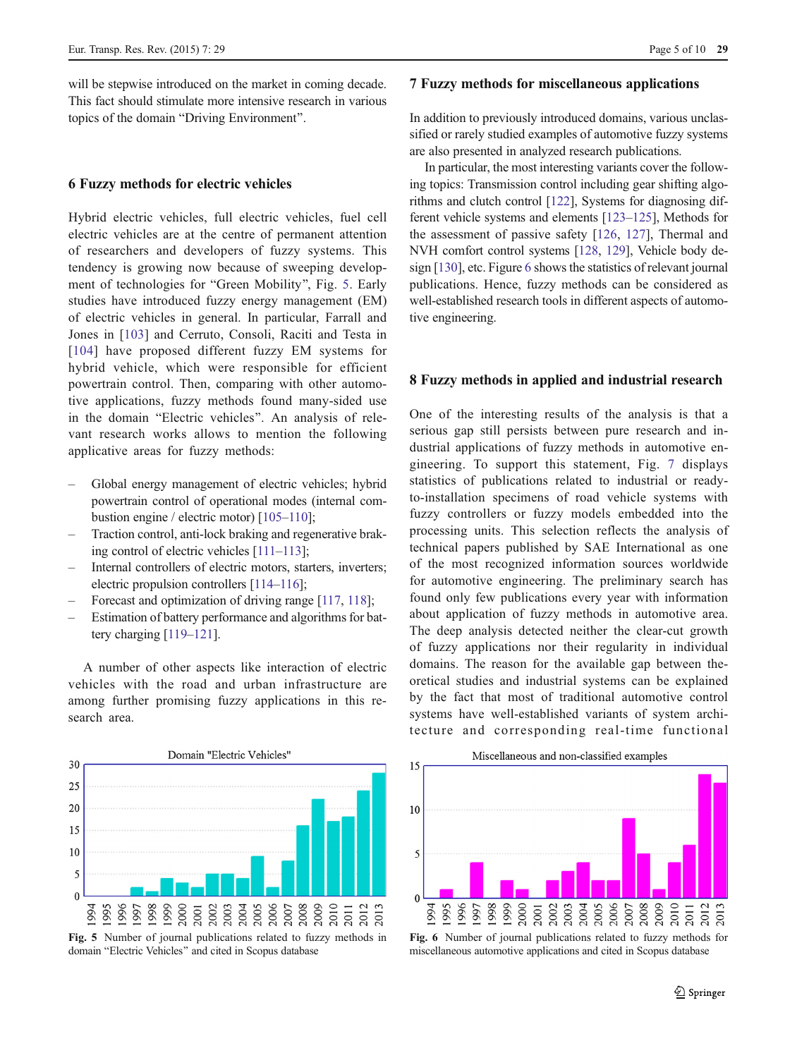will be stepwise introduced on the market in coming decade. This fact should stimulate more intensive research in various topics of the domain "Driving Environment".

## 6 Fuzzy methods for electric vehicles

Hybrid electric vehicles, full electric vehicles, fuel cell electric vehicles are at the centre of permanent attention of researchers and developers of fuzzy systems. This tendency is growing now because of sweeping development of technologies for "Green Mobility", Fig. 5. Early studies have introduced fuzzy energy management (EM) of electric vehicles in general. In particular, Farrall and Jones in [103] and Cerruto, Consoli, Raciti and Testa in [104] have proposed different fuzzy EM systems for hybrid vehicle, which were responsible for efficient powertrain control. Then, comparing with other automotive applications, fuzzy methods found many-sided use in the domain "Electric vehicles". An analysis of relevant research works allows to mention the following applicative areas for fuzzy methods:

- Global energy management of electric vehicles; hybrid powertrain control of operational modes (internal combustion engine / electric motor) [105–110];
- Traction control, anti-lock braking and regenerative braking control of electric vehicles [111–113];
- Internal controllers of electric motors, starters, inverters; electric propulsion controllers [114–116];
- Forecast and optimization of driving range [117, 118];
- Estimation of battery performance and algorithms for battery charging [119–121].

A number of other aspects like interaction of electric vehicles with the road and urban infrastructure are among further promising fuzzy applications in this research area.

**Fig. 5** Number of journal publications related to fuzzy methods in domain "Electric Vehicles" and cited in Scopus database

## 7 Fuzzy methods for miscellaneous applications

In addition to previously introduced domains, various unclassified or rarely studied examples of automotive fuzzy systems are also presented in analyzed research publications.

In particular, the most interesting variants cover the following topics: Transmission control including gear shifting algorithms and clutch control [122], Systems for diagnosing different vehicle systems and elements [123–125], Methods for the assessment of passive safety [126, 127], Thermal and NVH comfort control systems [128, 129], Vehicle body design [130], etc. Figure 6 shows the statistics of relevant journal publications. Hence, fuzzy methods can be considered as well-established research tools in different aspects of automotive engineering.

## 8 Fuzzy methods in applied and industrial research

One of the interesting results of the analysis is that a serious gap still persists between pure research and industrial applications of fuzzy methods in automotive engineering. To support this statement, Fig. 7 displays statistics of publications related to industrial or ready-to-installation specimens of road vehicle systems with fuzzy controllers or fuzzy models embedded into the processing units. This selection reflects the analysis of technical papers published by SAE International as one of the most recognized information sources worldwide for automotive engineering. The preliminary search has found only few publications every year with information about application of fuzzy methods in automotive area. The deep analysis detected neither the clear-cut growth of fuzzy applications nor their regularity in individual domains. The reason for the available gap between theoretical studies and industrial systems can be explained by the fact that most of traditional automotive control systems have well-established variants of system architecture and corresponding real-time functional

**Fig. 6** Number of journal publications related to fuzzy methods for miscellaneous automotive applications and cited in Scopus database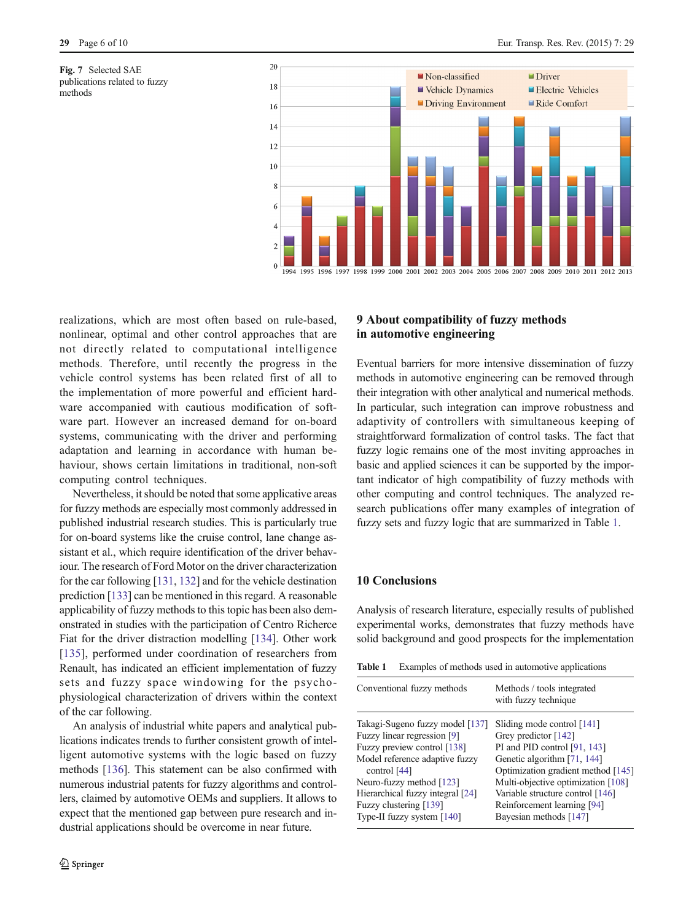Fig. 7 Selected SAE publications related to fuzzy methods

realizations, which are most often based on rule-based, nonlinear, optimal and other control approaches that are not directly related to computational intelligence methods. Therefore, until recently the progress in the vehicle control systems has been related first of all to the implementation of more powerful and efficient hardware accompanied with cautious modification of software part. However an increased demand for on-board systems, communicating with the driver and performing adaptation and learning in accordance with human behaviour, shows certain limitations in traditional, non-soft computing control techniques.

Nevertheless, it should be noted that some applicative areas for fuzzy methods are especially most commonly addressed in published industrial research studies. This is particularly true for on-board systems like the cruise control, lane change assistant et al., which require identification of the driver behaviour. The research of Ford Motor on the driver characterization for the car following [131, 132] and for the vehicle destination prediction [133] can be mentioned in this regard. A reasonable applicability of fuzzy methods to this topic has been also demonstrated in studies with the participation of Centro Richerce Fiat for the driver distraction modelling [134]. Other work [135], performed under coordination of researchers from Renault, has indicated an efficient implementation of fuzzy sets and fuzzy space windowing for the psycho-physiological characterization of drivers within the context of the car following.

An analysis of industrial white papers and analytical publications indicates trends to further consistent growth of intelligent automotive systems with the logic based on fuzzy methods [136]. This statement can be also confirmed with numerous industrial patents for fuzzy algorithms and controllers, claimed by automotive OEMs and suppliers. It allows to expect that the mentioned gap between pure research and industrial applications should be overcome in near future.

## 9 About compatibility of fuzzy methods in automotive engineering

Eventual barriers for more intensive dissemination of fuzzy methods in automotive engineering can be removed through their integration with other analytical and numerical methods. In particular, such integration can improve robustness and adaptivity of controllers with simultaneous keeping of straightforward formalization of control tasks. The fact that fuzzy logic remains one of the most inviting approaches in basic and applied sciences it can be supported by the important indicator of high compatibility of fuzzy methods with other computing and control techniques. The analyzed research publications offer many examples of integration of fuzzy sets and fuzzy logic that are summarized in Table 1.

## 10 Conclusions

Analysis of research literature, especially results of published experimental works, demonstrates that fuzzy methods have solid background and good prospects for the implementation

Table 1 Examples of methods used in automotive applications

| Conventional fuzzy methods | Methods / tools integrated with fuzzy technique |
|---|---|
| Takagi-Sugeno fuzzy model [137] | Sliding mode control [141] |
| Fuzzy linear regression [9] | Grey predictor [142] |
| Fuzzy preview control [138] | PI and PID control [91, 143] |
| Model reference adaptive fuzzy control [44] | Genetic algorithm [71, 144] |
| | Optimization gradient method [145] |
| Neuro-fuzzy method [123] | Multi-objective optimization [108] |
| Hierarchical fuzzy integral [24] | Variable structure control [146] |
| Fuzzy clustering [139] | Reinforcement learning [94] |
| Type-II fuzzy system [140] | Bayesian methods [147] |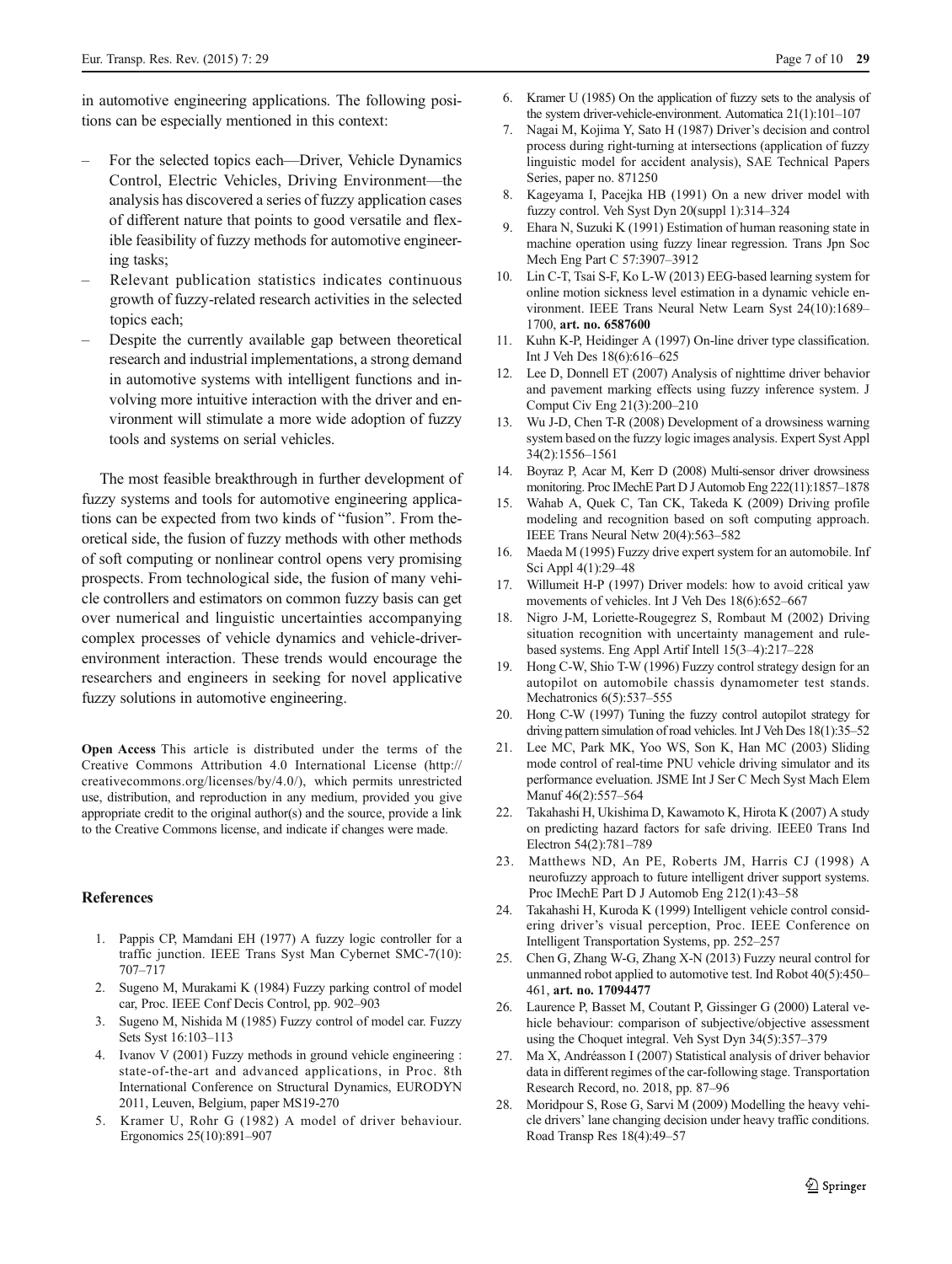in automotive engineering applications. The following positions can be especially mentioned in this context:

- For the selected topics each—Driver, Vehicle Dynamics Control, Electric Vehicles, Driving Environment—the analysis has discovered a series of fuzzy application cases of different nature that points to good versatile and flexible feasibility of fuzzy methods for automotive engineering tasks;
- Relevant publication statistics indicates continuous growth of fuzzy-related research activities in the selected topics each;
- Despite the currently available gap between theoretical research and industrial implementations, a strong demand in automotive systems with intelligent functions and involving more intuitive interaction with the driver and environment will stimulate a more wide adoption of fuzzy tools and systems on serial vehicles.

The most feasible breakthrough in further development of fuzzy systems and tools for automotive engineering applications can be expected from two kinds of "fusion". From theoretical side, the fusion of fuzzy methods with other methods of soft computing or nonlinear control opens very promising prospects. From technological side, the fusion of many vehicle controllers and estimators on common fuzzy basis can get over numerical and linguistic uncertainties accompanying complex processes of vehicle dynamics and vehicle-driver-environment interaction. These trends would encourage the researchers and engineers in seeking for novel applicative fuzzy solutions in automotive engineering.

**Open Access** This article is distributed under the terms of the Creative Commons Attribution 4.0 International License (http://creativecommons.org/licenses/by/4.0/), which permits unrestricted use, distribution, and reproduction in any medium, provided you give appropriate credit to the original author(s) and the source, provide a link to the Creative Commons license, and indicate if changes were made.

## References

1. Pappis CP, Mamdani EH (1977) A fuzzy logic controller for a traffic junction. IEEE Trans Syst Man Cybernet SMC-7(10): 707–717
2. Sugeno M, Murakami K (1984) Fuzzy parking control of model car, Proc. IEEE Conf Decis Control, pp. 902–903
3. Sugeno M, Nishida M (1985) Fuzzy control of model car. Fuzzy Sets Syst 16:103–113
4. Ivanov V (2001) Fuzzy methods in ground vehicle engineering : state-of-the-art and advanced applications, in Proc. 8th International Conference on Structural Dynamics, EURODYN 2011, Leuven, Belgium, paper MS19-270
5. Kramer U, Rohr G (1982) A model of driver behaviour. Ergonomics 25(10):891–907
6. Kramer U (1985) On the application of fuzzy sets to the analysis of the system driver-vehicle-environment. Automatica 21(1):101–107
7. Nagai M, Kojima Y, Sato H (1987) Driver's decision and control process during right-turning at intersections (application of fuzzy linguistic model for accident analysis), SAE Technical Papers Series, paper no. 871250
8. Kageyama I, Pacejka HB (1991) On a new driver model with fuzzy control. Veh Syst Dyn 20(suppl 1):314–324
9. Ehara N, Suzuki K (1991) Estimation of human reasoning state in machine operation using fuzzy linear regression. Trans Jpn Soc Mech Eng Part C 57:3907–3912
10. Lin C-T, Tsai S-F, Ko L-W (2013) EEG-based learning system for online motion sickness level estimation in a dynamic vehicle environment. IEEE Trans Neural Netw Learn Syst 24(10):1689–1700, **art. no. 6587600**
11. Kuhn K-P, Heidinger A (1997) On-line driver type classification. Int J Veh Des 18(6):616–625
12. Lee D, Donnell ET (2007) Analysis of nighttime driver behavior and pavement marking effects using fuzzy inference system. J Comput Civ Eng 21(3):200–210
13. Wu J-D, Chen T-R (2008) Development of a drowsiness warning system based on the fuzzy logic images analysis. Expert Syst Appl 34(2):1556–1561
14. Boyraz P, Acar M, Kerr D (2008) Multi-sensor driver drowsiness monitoring. Proc IMechE Part D J Automob Eng 222(11):1857–1878
15. Wahab A, Quek C, Tan CK, Takeda K (2009) Driving profile modeling and recognition based on soft computing approach. IEEE Trans Neural Netw 20(4):563–582
16. Maeda M (1995) Fuzzy drive expert system for an automobile. Inf Sci Appl 4(1):29–48
17. Willumeit H-P (1997) Driver models: how to avoid critical yaw movements of vehicles. Int J Veh Des 18(6):652–667
18. Nigro J-M, Loriette-Rougegrez S, Rombaut M (2002) Driving situation recognition with uncertainty management and rule-based systems. Eng Appl Artif Intell 15(3–4):217–228
19. Hong C-W, Shio T-W (1996) Fuzzy control strategy design for an autopilot on automobile chassis dynamometer test stands. Mechatronics 6(5):537–555
20. Hong C-W (1997) Tuning the fuzzy control autopilot strategy for driving pattern simulation of road vehicles. Int J Veh Des 18(1):35–52
21. Lee MC, Park MK, Yoo WS, Son K, Han MC (2003) Sliding mode control of real-time PNU vehicle driving simulator and its performance eveluation. JSME Int J Ser C Mech Syst Mach Elem Manuf 46(2):557–564
22. Takahashi H, Ukishima D, Kawamoto K, Hirota K (2007) A study on predicting hazard factors for safe driving. IEEE0 Trans Ind Electron 54(2):781–789
23. Matthews ND, An PE, Roberts JM, Harris CJ (1998) A neurofuzzy approach to future intelligent driver support systems. Proc IMechE Part D J Automob Eng 212(1):43–58
24. Takahashi H, Kuroda K (1999) Intelligent vehicle control considering driver's visual perception, Proc. IEEE Conference on Intelligent Transportation Systems, pp. 252–257
25. Chen G, Zhang W-G, Zhang X-N (2013) Fuzzy neural control for unmanned robot applied to automotive test. Ind Robot 40(5):450–461, **art. no. 17094477**
26. Laurence P, Basset M, Coutant P, Gissinger G (2000) Lateral vehicle behaviour: comparison of subjective/objective assessment using the Choquet integral. Veh Syst Dyn 34(5):357–379
27. Ma X, Andréasson I (2007) Statistical analysis of driver behavior data in different regimes of the car-following stage. Transportation Research Record, no. 2018, pp. 87–96
28. Moridpour S, Rose G, Sarvi M (2009) Modelling the heavy vehicle drivers' lane changing decision under heavy traffic conditions. Road Transp Res 18(4):49–57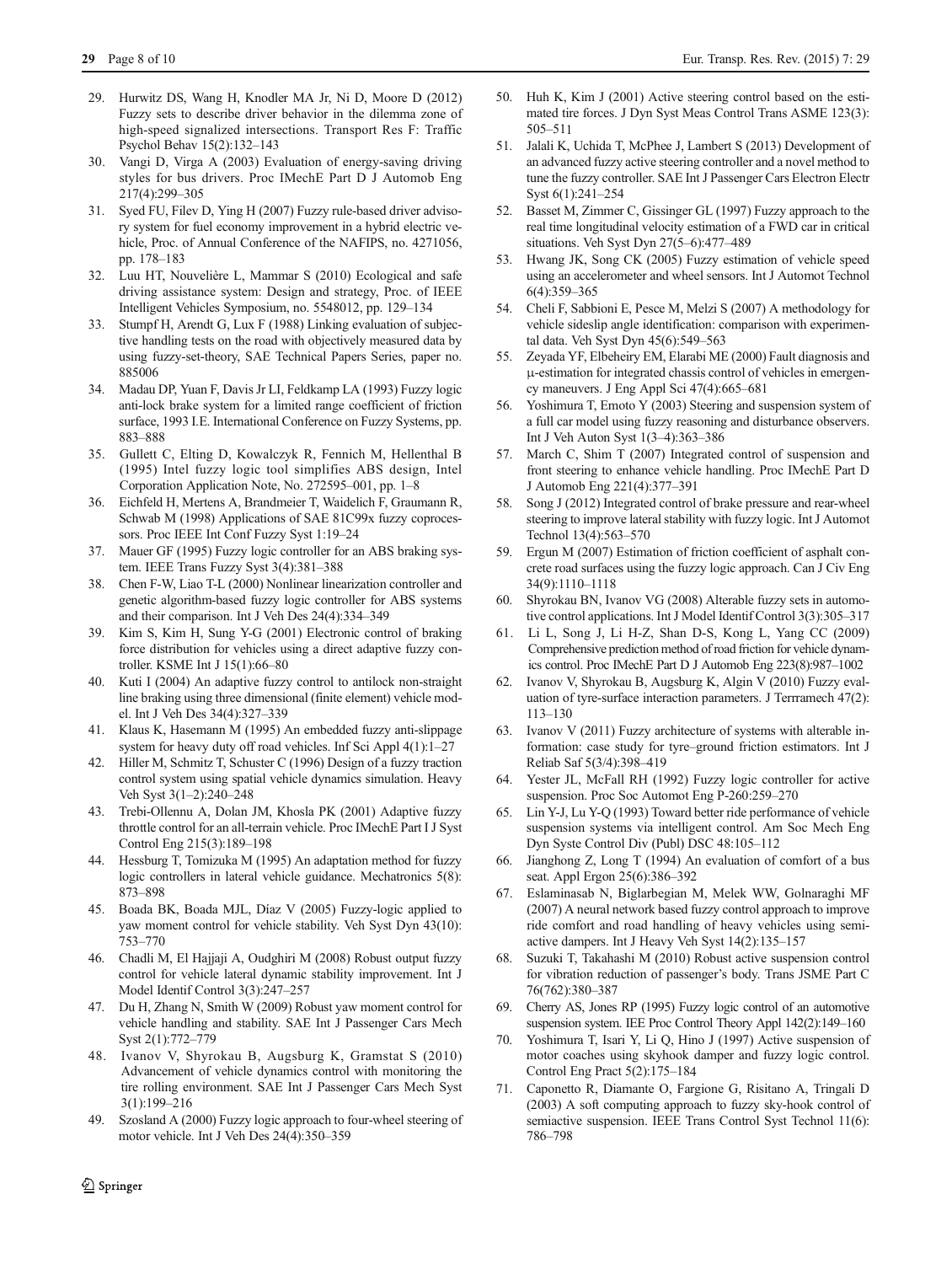29. Hurwitz DS, Wang H, Knodler MA Jr, Ni D, Moore D (2012) Fuzzy sets to describe driver behavior in the dilemma zone of high-speed signalized intersections. Transport Res F: Traffic Psychol Behav 15(2):132–143
30. Vangi D, Virga A (2003) Evaluation of energy-saving driving styles for bus drivers. Proc IMechE Part D J Automob Eng 217(4):299–305
31. Syed FU, Filev D, Ying H (2007) Fuzzy rule-based driver advisory system for fuel economy improvement in a hybrid electric vehicle, Proc. of Annual Conference of the NAFIPS, no. 4271056, pp. 178–183
32. Luu HT, Nouvelière L, Mammar S (2010) Ecological and safe driving assistance system: Design and strategy, Proc. of IEEE Intelligent Vehicles Symposium, no. 5548012, pp. 129–134
33. Stumpf H, Arendt G, Lux F (1988) Linking evaluation of subjective handling tests on the road with objectively measured data by using fuzzy-set-theory, SAE Technical Papers Series, paper no. 885006
34. Madau DP, Yuan F, Davis Jr LI, Feldkamp LA (1993) Fuzzy logic anti-lock brake system for a limited range coefficient of friction surface, 1993 I.E. International Conference on Fuzzy Systems, pp. 883–888
35. Gullett C, Elting D, Kowalczyk R, Fennich M, Hellenthal B (1995) Intel fuzzy logic tool simplifies ABS design, Intel Corporation Application Note, No. 272595–001, pp. 1–8
36. Eichfeld H, Mertens A, Brandmeier T, Waidelich F, Graumann R, Schwab M (1998) Applications of SAE 81C99x fuzzy coprocessors. Proc IEEE Int Conf Fuzzy Syst 1:19–24
37. Mauer GF (1995) Fuzzy logic controller for an ABS braking system. IEEE Trans Fuzzy Syst 3(4):381–388
38. Chen F-W, Liao T-L (2000) Nonlinear linearization controller and genetic algorithm-based fuzzy logic controller for ABS systems and their comparison. Int J Veh Des 24(4):334–349
39. Kim S, Kim H, Sung Y-G (2001) Electronic control of braking force distribution for vehicles using a direct adaptive fuzzy controller. KSME Int J 15(1):66–80
40. Kuti I (2004) An adaptive fuzzy control to antilock non-straight line braking using three dimensional (finite element) vehicle model. Int J Veh Des 34(4):327–339
41. Klaus K, Hasemann M (1995) An embedded fuzzy anti-slippage system for heavy duty off road vehicles. Inf Sci Appl 4(1):1–27
42. Hiller M, Schmitz T, Schuster C (1996) Design of a fuzzy traction control system using spatial vehicle dynamics simulation. Heavy Veh Syst 3(1–2):240–248
43. Trebi-Ollennu A, Dolan JM, Khosla PK (2001) Adaptive fuzzy throttle control for an all-terrain vehicle. Proc IMechE Part I J Syst Control Eng 215(3):189–198
44. Hessburg T, Tomizuka M (1995) An adaptation method for fuzzy logic controllers in lateral vehicle guidance. Mechatronics 5(8): 873–898
45. Boada BK, Boada MJL, Díaz V (2005) Fuzzy-logic applied to yaw moment control for vehicle stability. Veh Syst Dyn 43(10): 753–770
46. Chadli M, El Hajjaji A, Oudghiri M (2008) Robust output fuzzy control for vehicle lateral dynamic stability improvement. Int J Model Identif Control 3(3):247–257
47. Du H, Zhang N, Smith W (2009) Robust yaw moment control for vehicle handling and stability. SAE Int J Passenger Cars Mech Syst 2(1):772–779
48. Ivanov V, Shyrokau B, Augsburg K, Gramstat S (2010) Advancement of vehicle dynamics control with monitoring the tire rolling environment. SAE Int J Passenger Cars Mech Syst 3(1):199–216
49. Szosland A (2000) Fuzzy logic approach to four-wheel steering of motor vehicle. Int J Veh Des 24(4):350–359
50. Huh K, Kim J (2001) Active steering control based on the estimated tire forces. J Dyn Syst Meas Control Trans ASME 123(3): 505–511
51. Jalali K, Uchida T, McPhee J, Lambert S (2013) Development of an advanced fuzzy active steering controller and a novel method to tune the fuzzy controller. SAE Int J Passenger Cars Electron Electr Syst 6(1):241–254
52. Basset M, Zimmer C, Gissinger GL (1997) Fuzzy approach to the real time longitudinal velocity estimation of a FWD car in critical situations. Veh Syst Dyn 27(5–6):477–489
53. Hwang JK, Song CK (2005) Fuzzy estimation of vehicle speed using an accelerometer and wheel sensors. Int J Automot Technol 6(4):359–365
54. Cheli F, Sabbioni E, Pesce M, Melzi S (2007) A methodology for vehicle sideslip angle identification: comparison with experimental data. Veh Syst Dyn 45(6):549–563
55. Zeyada YF, Elbeheiry EM, Elarabi ME (2000) Fault diagnosis and μ-estimation for integrated chassis control of vehicles in emergency maneuvers. J Eng Appl Sci 47(4):665–681
56. Yoshimura T, Emoto Y (2003) Steering and suspension system of a full car model using fuzzy reasoning and disturbance observers. Int J Veh Auton Syst 1(3–4):363–386
57. March C, Shim T (2007) Integrated control of suspension and front steering to enhance vehicle handling. Proc IMechE Part D J Automob Eng 221(4):377–391
58. Song J (2012) Integrated control of brake pressure and rear-wheel steering to improve lateral stability with fuzzy logic. Int J Automot Technol 13(4):563–570
59. Ergun M (2007) Estimation of friction coefficient of asphalt concrete road surfaces using the fuzzy logic approach. Can J Civ Eng 34(9):1110–1118
60. Shyrokau BN, Ivanov VG (2008) Alterable fuzzy sets in automotive control applications. Int J Model Identif Control 3(3):305–317
61. Li L, Song J, Li H-Z, Shan D-S, Kong L, Yang CC (2009) Comprehensive prediction method of road friction for vehicle dynamics control. Proc IMechE Part D J Automob Eng 223(8):987–1002
62. Ivanov V, Shyrokau B, Augsburg K, Algin V (2010) Fuzzy evaluation of tyre-surface interaction parameters. J Terrramech 47(2): 113–130
63. Ivanov V (2011) Fuzzy architecture of systems with alterable information: case study for tyre–ground friction estimators. Int J Reliab Saf 5(3/4):398–419
64. Yester JL, McFall RH (1992) Fuzzy logic controller for active suspension. Proc Soc Automot Eng P-260:259–270
65. Lin Y-J, Lu Y-Q (1993) Toward better ride performance of vehicle suspension systems via intelligent control. Am Soc Mech Eng Dyn Syste Control Div (Publ) DSC 48:105–112
66. Jianghong Z, Long T (1994) An evaluation of comfort of a bus seat. Appl Ergon 25(6):386–392
67. Eslaminasab N, Biglarbegian M, Melek WW, Golnaraghi MF (2007) A neural network based fuzzy control approach to improve ride comfort and road handling of heavy vehicles using semi-active dampers. Int J Heavy Veh Syst 14(2):135–157
68. Suzuki T, Takahashi M (2010) Robust active suspension control for vibration reduction of passenger's body. Trans JSME Part C 76(762):380–387
69. Cherry AS, Jones RP (1995) Fuzzy logic control of an automotive suspension system. IEE Proc Control Theory Appl 142(2):149–160
70. Yoshimura T, Isari Y, Li Q, Hino J (1997) Active suspension of motor coaches using skyhook damper and fuzzy logic control. Control Eng Pract 5(2):175–184
71. Caponetto R, Diamante O, Fargione G, Risitano A, Tringali D (2003) A soft computing approach to fuzzy sky-hook control of semiactive suspension. IEEE Trans Control Syst Technol 11(6): 786–798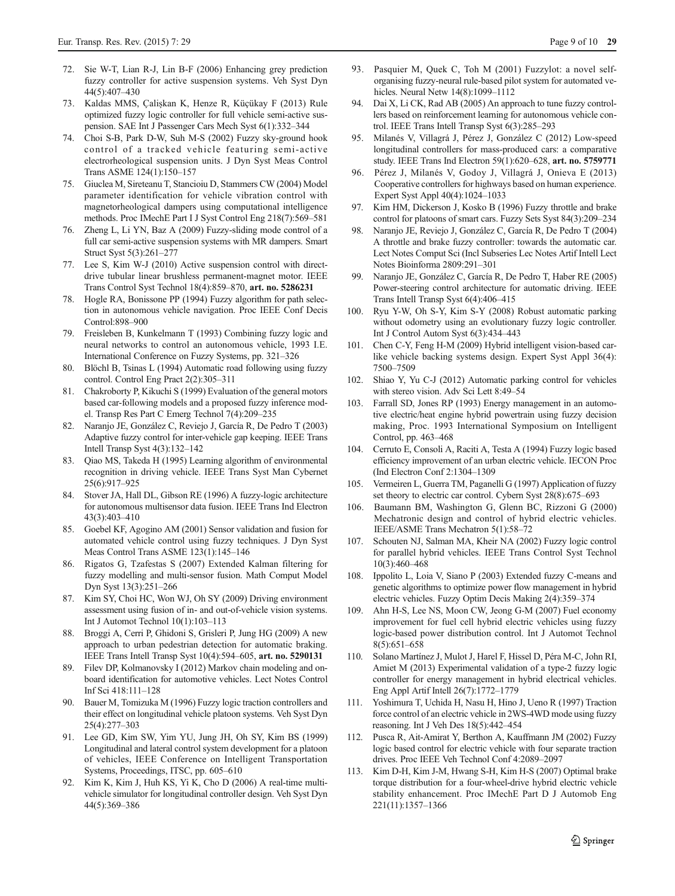72. Sie W-T, Lian R-J, Lin B-F (2006) Enhancing grey prediction fuzzy controller for active suspension systems. Veh Syst Dyn 44(5):407–430
73. Kaldas MMS, Çalişkan K, Henze R, Küçükay F (2013) Rule optimized fuzzy logic controller for full vehicle semi-active suspension. SAE Int J Passenger Cars Mech Syst 6(1):332–344
74. Choi S-B, Park D-W, Suh M-S (2002) Fuzzy sky-ground hook control of a tracked vehicle featuring semi-active electrorheological suspension units. J Dyn Syst Meas Control Trans ASME 124(1):150–157
75. Giuclea M, Sireteanu T, Stancioiu D, Stammers CW (2004) Model parameter identification for vehicle vibration control with magnetorheological dampers using computational intelligence methods. Proc IMechE Part I J Syst Control Eng 218(7):569–581
76. Zheng L, Li YN, Baz A (2009) Fuzzy-sliding mode control of a full car semi-active suspension systems with MR dampers. Smart Struct Syst 5(3):261–277
77. Lee S, Kim W-J (2010) Active suspension control with direct-drive tubular linear brushless permanent-magnet motor. IEEE Trans Control Syst Technol 18(4):859–870, **art. no. 5286231**
78. Hogle RA, Bonissone PP (1994) Fuzzy algorithm for path selection in autonomous vehicle navigation. Proc IEEE Conf Decis Control:898–900
79. Freisleben B, Kunkelmann T (1993) Combining fuzzy logic and neural networks to control an autonomous vehicle, 1993 I.E. International Conference on Fuzzy Systems, pp. 321–326
80. Blöchl B, Tsinas L (1994) Automatic road following using fuzzy control. Control Eng Pract 2(2):305–311
81. Chakroborty P, Kikuchi S (1999) Evaluation of the general motors based car-following models and a proposed fuzzy inference model. Transp Res Part C Emerg Technol 7(4):209–235
82. Naranjo JE, González C, Reviejo J, García R, De Pedro T (2003) Adaptive fuzzy control for inter-vehicle gap keeping. IEEE Trans Intell Transp Syst 4(3):132–142
83. Qiao MS, Takeda H (1995) Learning algorithm of environmental recognition in driving vehicle. IEEE Trans Syst Man Cybernet 25(6):917–925
84. Stover JA, Hall DL, Gibson RE (1996) A fuzzy-logic architecture for autonomous multisensor data fusion. IEEE Trans Ind Electron 43(3):403–410
85. Goebel KF, Agogino AM (2001) Sensor validation and fusion for automated vehicle control using fuzzy techniques. J Dyn Syst Meas Control Trans ASME 123(1):145–146
86. Rigatos G, Tzafestas S (2007) Extended Kalman filtering for fuzzy modelling and multi-sensor fusion. Math Comput Model Dyn Syst 13(3):251–266
87. Kim SY, Choi HC, Won WJ, Oh SY (2009) Driving environment assessment using fusion of in- and out-of-vehicle vision systems. Int J Automot Technol 10(1):103–113
88. Broggi A, Cerri P, Ghidoni S, Grisleri P, Jung HG (2009) A new approach to urban pedestrian detection for automatic braking. IEEE Trans Intell Transp Syst 10(4):594–605, **art. no. 5290131**
89. Filev DP, Kolmanovsky I (2012) Markov chain modeling and on-board identification for automotive vehicles. Lect Notes Control Inf Sci 418:111–128
90. Bauer M, Tomizuka M (1996) Fuzzy logic traction controllers and their effect on longitudinal vehicle platoon systems. Veh Syst Dyn 25(4):277–303
91. Lee GD, Kim SW, Yim YU, Jung JH, Oh SY, Kim BS (1999) Longitudinal and lateral control system development for a platoon of vehicles, IEEE Conference on Intelligent Transportation Systems, Proceedings, ITSC, pp. 605–610
92. Kim K, Kim J, Huh KS, Yi K, Cho D (2006) A real-time multi-vehicle simulator for longitudinal controller design. Veh Syst Dyn 44(5):369–386
93. Pasquier M, Quek C, Toh M (2001) Fuzzylot: a novel self-organising fuzzy-neural rule-based pilot system for automated vehicles. Neural Netw 14(8):1099–1112
94. Dai X, Li CK, Rad AB (2005) An approach to tune fuzzy controllers based on reinforcement learning for autonomous vehicle control. IEEE Trans Intell Transp Syst 6(3):285–293
95. Milanés V, Villagrá J, Pérez J, González C (2012) Low-speed longitudinal controllers for mass-produced cars: a comparative study. IEEE Trans Ind Electron 59(1):620–628, **art. no. 5759771**
96. Pérez J, Milanés V, Godoy J, Villagrá J, Onieva E (2013) Cooperative controllers for highways based on human experience. Expert Syst Appl 40(4):1024–1033
97. Kim HM, Dickerson J, Kosko B (1996) Fuzzy throttle and brake control for platoons of smart cars. Fuzzy Sets Syst 84(3):209–234
98. Naranjo JE, Reviejo J, González C, García R, De Pedro T (2004) A throttle and brake fuzzy controller: towards the automatic car. Lect Notes Comput Sci (Incl Subseries Lec Notes Artif Intell Lect Notes Bioinforma 2809:291–301
99. Naranjo JE, González C, García R, De Pedro T, Haber RE (2005) Power-steering control architecture for automatic driving. IEEE Trans Intell Transp Syst 6(4):406–415
100. Ryu Y-W, Oh S-Y, Kim S-Y (2008) Robust automatic parking without odometry using an evolutionary fuzzy logic controller. Int J Control Autom Syst 6(3):434–443
101. Chen C-Y, Feng H-M (2009) Hybrid intelligent vision-based car-like vehicle backing systems design. Expert Syst Appl 36(4): 7500–7509
102. Shiao Y, Yu C-J (2012) Automatic parking control for vehicles with stereo vision. Adv Sci Lett 8:49–54
103. Farrall SD, Jones RP (1993) Energy management in an automotive electric/heat engine hybrid powertrain using fuzzy decision making, Proc. 1993 International Symposium on Intelligent Control, pp. 463–468
104. Cerruto E, Consoli A, Raciti A, Testa A (1994) Fuzzy logic based efficiency improvement of an urban electric vehicle. IECON Proc (Ind Electron Conf 2:1304–1309
105. Vermeiren L, Guerra TM, Paganelli G (1997) Application of fuzzy set theory to electric car control. Cybern Syst 28(8):675–693
106. Baumann BM, Washington G, Glenn BC, Rizzoni G (2000) Mechatronic design and control of hybrid electric vehicles. IEEE/ASME Trans Mechatron 5(1):58–72
107. Schouten NJ, Salman MA, Kheir NA (2002) Fuzzy logic control for parallel hybrid vehicles. IEEE Trans Control Syst Technol 10(3):460–468
108. Ippolito L, Loia V, Siano P (2003) Extended fuzzy C-means and genetic algorithms to optimize power flow management in hybrid electric vehicles. Fuzzy Optim Decis Making 2(4):359–374
109. Ahn H-S, Lee NS, Moon CW, Jeong G-M (2007) Fuel economy improvement for fuel cell hybrid electric vehicles using fuzzy logic-based power distribution control. Int J Automot Technol 8(5):651–658
110. Solano Martínez J, Mulot J, Harel F, Hissel D, Péra M-C, John RI, Amiet M (2013) Experimental validation of a type-2 fuzzy logic controller for energy management in hybrid electrical vehicles. Eng Appl Artif Intell 26(7):1772–1779
111. Yoshimura T, Uchida H, Nasu H, Hino J, Ueno R (1997) Traction force control of an electric vehicle in 2WS-4WD mode using fuzzy reasoning. Int J Veh Des 18(5):442–454
112. Pusca R, Ait-Amirat Y, Berthon A, Kauffmann JM (2002) Fuzzy logic based control for electric vehicle with four separate traction drives. Proc IEEE Veh Technol Conf 4:2089–2097
113. Kim D-H, Kim J-M, Hwang S-H, Kim H-S (2007) Optimal brake torque distribution for a four-wheel-drive hybrid electric vehicle stability enhancement. Proc IMechE Part D J Automob Eng 221(11):1357–1366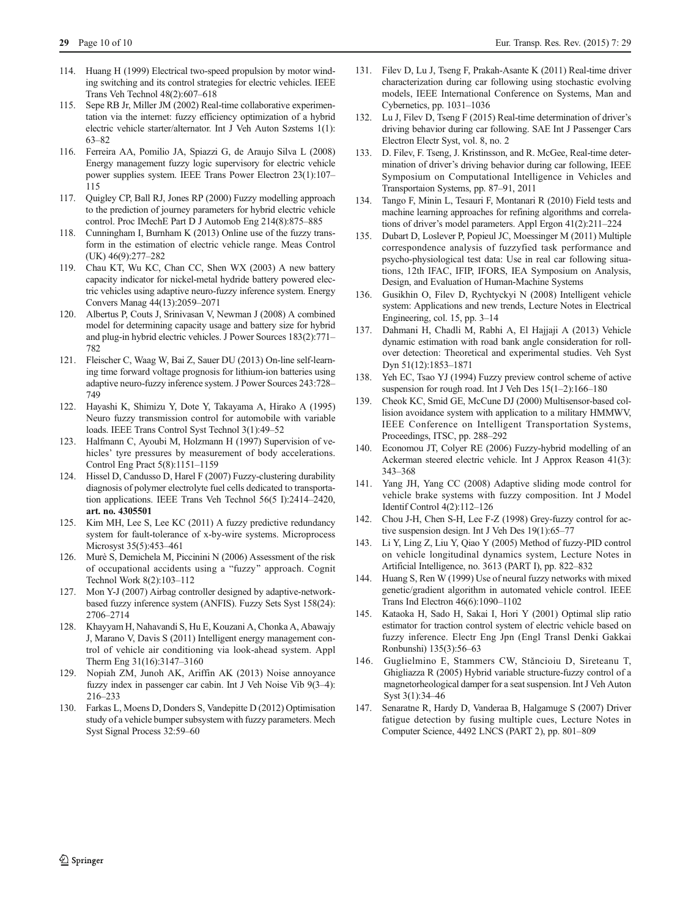114. Huang H (1999) Electrical two-speed propulsion by motor winding switching and its control strategies for electric vehicles. IEEE Trans Veh Technol 48(2):607–618
115. Sepe RB Jr, Miller JM (2002) Real-time collaborative experimentation via the internet: fuzzy efficiency optimization of a hybrid electric vehicle starter/alternator. Int J Veh Auton Szstems 1(1): 63–82
116. Ferreira AA, Pomilio JA, Spiazzi G, de Araujo Silva L (2008) Energy management fuzzy logic supervisory for electric vehicle power supplies system. IEEE Trans Power Electron 23(1):107–115
117. Quigley CP, Ball RJ, Jones RP (2000) Fuzzy modelling approach to the prediction of journey parameters for hybrid electric vehicle control. Proc IMechE Part D J Automob Eng 214(8):875–885
118. Cunningham I, Burnham K (2013) Online use of the fuzzy transform in the estimation of electric vehicle range. Meas Control (UK) 46(9):277–282
119. Chau KT, Wu KC, Chan CC, Shen WX (2003) A new battery capacity indicator for nickel-metal hydride battery powered electric vehicles using adaptive neuro-fuzzy inference system. Energy Convers Manag 44(13):2059–2071
120. Albertus P, Couts J, Srinivasan V, Newman J (2008) A combined model for determining capacity usage and battery size for hybrid and plug-in hybrid electric vehicles. J Power Sources 183(2):771–782
121. Fleischer C, Waag W, Bai Z, Sauer DU (2013) On-line self-learning time forward voltage prognosis for lithium-ion batteries using adaptive neuro-fuzzy inference system. J Power Sources 243:728–749
122. Hayashi K, Shimizu Y, Dote Y, Takayama A, Hirako A (1995) Neuro fuzzy transmission control for automobile with variable loads. IEEE Trans Control Syst Technol 3(1):49–52
123. Halfmann C, Ayoubi M, Holzmann H (1997) Supervision of vehicles' tyre pressures by measurement of body accelerations. Control Eng Pract 5(8):1151–1159
124. Hissel D, Candusso D, Harel F (2007) Fuzzy-clustering durability diagnosis of polymer electrolyte fuel cells dedicated to transportation applications. IEEE Trans Veh Technol 56(5 I):2414–2420, **art. no. 4305501**
125. Kim MH, Lee S, Lee KC (2011) A fuzzy predictive redundancy system for fault-tolerance of x-by-wire systems. Microprocess Microsyst 35(5):453–461
126. Murè S, Demichela M, Piccinini N (2006) Assessment of the risk of occupational accidents using a "fuzzy" approach. Cognit Technol Work 8(2):103–112
127. Mon Y-J (2007) Airbag controller designed by adaptive-network-based fuzzy inference system (ANFIS). Fuzzy Sets Syst 158(24): 2706–2714
128. Khayyam H, Nahavandi S, Hu E, Kouzani A, Chonka A, Abawajy J, Marano V, Davis S (2011) Intelligent energy management control of vehicle air conditioning via look-ahead system. Appl Therm Eng 31(16):3147–3160
129. Nopiah ZM, Junoh AK, Ariffin AK (2013) Noise annoyance fuzzy index in passenger car cabin. Int J Veh Noise Vib 9(3–4): 216–233
130. Farkas L, Moens D, Donders S, Vandepitte D (2012) Optimisation study of a vehicle bumper subsystem with fuzzy parameters. Mech Syst Signal Process 32:59–60
131. Filev D, Lu J, Tseng F, Prakah-Asante K (2011) Real-time driver characterization during car following using stochastic evolving models, IEEE International Conference on Systems, Man and Cybernetics, pp. 1031–1036
132. Lu J, Filev D, Tseng F (2015) Real-time determination of driver's driving behavior during car following. SAE Int J Passenger Cars Electron Electr Syst, vol. 8, no. 2
133. D. Filev, F. Tseng, J. Kristinsson, and R. McGee, Real-time determination of driver's driving behavior during car following, IEEE Symposium on Computational Intelligence in Vehicles and Transportaion Systems, pp. 87–91, 2011
134. Tango F, Minin L, Tesauri F, Montanari R (2010) Field tests and machine learning approaches for refining algorithms and correlations of driver's model parameters. Appl Ergon 41(2):211–224
135. Dubart D, Loslever P, Popieul JC, Moessinger M (2011) Multiple correspondence analysis of fuzzyfied task performance and psycho-physiological test data: Use in real car following situations, 12th IFAC, IFIP, IFORS, IEA Symposium on Analysis, Design, and Evaluation of Human-Machine Systems
136. Gusikhin O, Filev D, Rychtyckyi N (2008) Intelligent vehicle system: Applications and new trends, Lecture Notes in Electrical Engineering, col. 15, pp. 3–14
137. Dahmani H, Chadli M, Rabhi A, El Hajjaji A (2013) Vehicle dynamic estimation with road bank angle consideration for rollover detection: Theoretical and experimental studies. Veh Syst Dyn 51(12):1853–1871
138. Yeh EC, Tsao YJ (1994) Fuzzy preview control scheme of active suspension for rough road. Int J Veh Des 15(1–2):166–180
139. Cheok KC, Smid GE, McCune DJ (2000) Multisensor-based collision avoidance system with application to a military HMMWV, IEEE Conference on Intelligent Transportation Systems, Proceedings, ITSC, pp. 288–292
140. Economou JT, Colyer RE (2006) Fuzzy-hybrid modelling of an Ackerman steered electric vehicle. Int J Approx Reason 41(3): 343–368
141. Yang JH, Yang CC (2008) Adaptive sliding mode control for vehicle brake systems with fuzzy composition. Int J Model Identif Control 4(2):112–126
142. Chou J-H, Chen S-H, Lee F-Z (1998) Grey-fuzzy control for active suspension design. Int J Veh Des 19(1):65–77
143. Li Y, Ling Z, Liu Y, Qiao Y (2005) Method of fuzzy-PID control on vehicle longitudinal dynamics system, Lecture Notes in Artificial Intelligence, no. 3613 (PART I), pp. 822–832
144. Huang S, Ren W (1999) Use of neural fuzzy networks with mixed genetic/gradient algorithm in automated vehicle control. IEEE Trans Ind Electron 46(6):1090–1102
145. Kataoka H, Sado H, Sakai I, Hori Y (2001) Optimal slip ratio estimator for traction control system of electric vehicle based on fuzzy inference. Electr Eng Jpn (Engl Transl Denki Gakkai Ronbunshi) 135(3):56–63
146. Guglielmino E, Stammers CW, Stăncioiu D, Sireteanu T, Ghigliazza R (2005) Hybrid variable structure-fuzzy control of a magnetorheological damper for a seat suspension. Int J Veh Auton Syst 3(1):34–46
147. Senaratne R, Hardy D, Vanderaa B, Halgamuge S (2007) Driver fatigue detection by fusing multiple cues, Lecture Notes in Computer Science, 4492 LNCS (PART 2), pp. 801–809